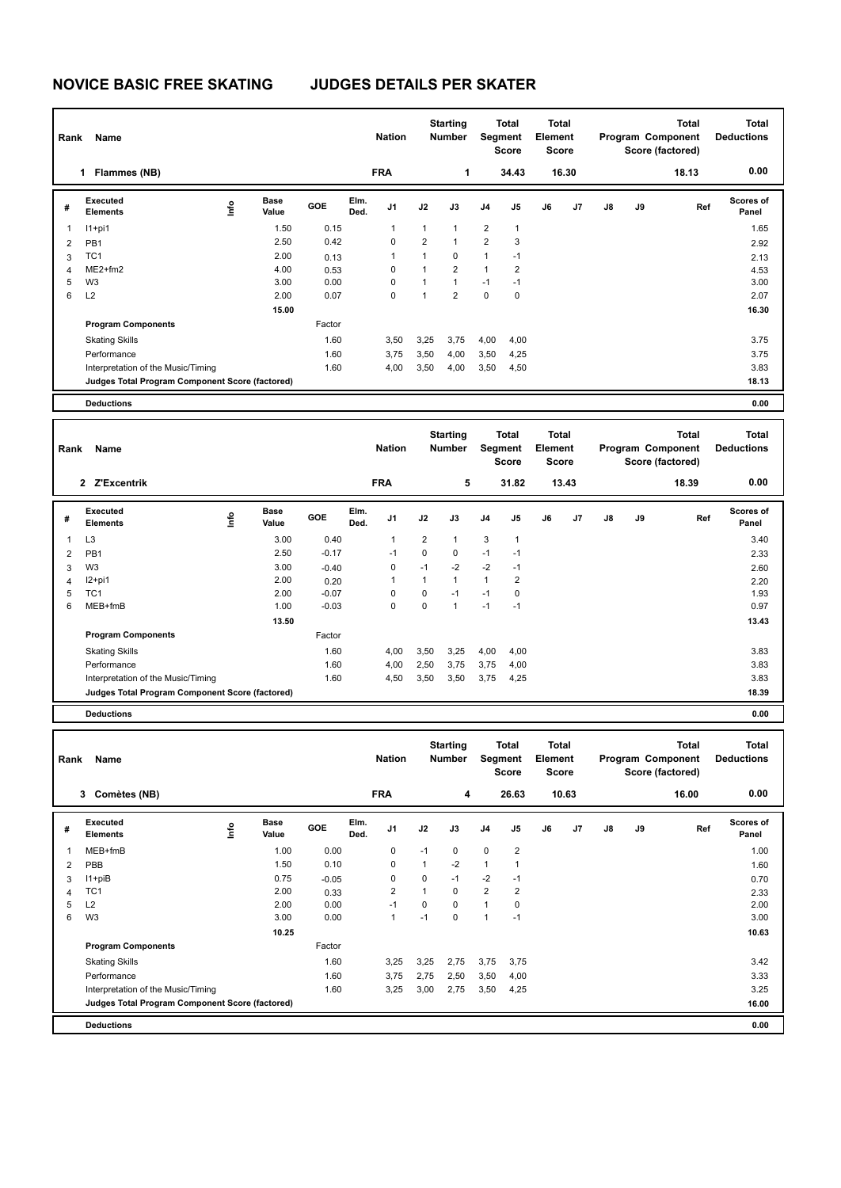# NOVICE BASIC FREE SKATING JUDGES DETAILS PER SKATER

| Rank | Name | Nation | Starting Number | Total Segment Score | Total Element Score | Total Program Component Score (factored) | Total Deductions |
|---|---|---|---|---|---|---|---|
| 1 | Flammes (NB) | FRA | 1 | 34.43 | 16.30 | 18.13 | 0.00 |

| # | Executed Elements | Info | Base Value | GOE | Elm. Ded. | J1 | J2 | J3 | J4 | J5 | J6 | J7 | J8 | J9 | Ref | Scores of Panel |
|---|---|---|---|---|---|---|---|---|---|---|---|---|---|---|---|---|
| 1 | I1+pi1 | | 1.50 | 0.15 | | 1 | 1 | 1 | 2 | 1 | | | | | | 1.65 |
| 2 | PB1 | | 2.50 | 0.42 | | 0 | 2 | 1 | 2 | 3 | | | | | | 2.92 |
| 3 | TC1 | | 2.00 | 0.13 | | 1 | 1 | 0 | 1 | -1 | | | | | | 2.13 |
| 4 | ME2+fm2 | | 4.00 | 0.53 | | 0 | 1 | 2 | 1 | 2 | | | | | | 4.53 |
| 5 | W3 | | 3.00 | 0.00 | | 0 | 1 | 1 | -1 | -1 | | | | | | 3.00 |
| 6 | L2 | | 2.00 | 0.07 | | 0 | 1 | 2 | 0 | 0 | | | | | | 2.07 |
| | | | 15.00 | | | | | | | | | | | | | 16.30 |
| | **Program Components** | | | Factor | | | | | | | | | | | | |
| | Skating Skills | | | 1.60 | | 3,50 | 3,25 | 3,75 | 4,00 | 4,00 | | | | | | 3.75 |
| | Performance | | | 1.60 | | 3,75 | 3,50 | 4,00 | 3,50 | 4,25 | | | | | | 3.75 |
| | Interpretation of the Music/Timing | | | 1.60 | | 4,00 | 3,50 | 4,00 | 3,50 | 4,50 | | | | | | 3.83 |
| | **Judges Total Program Component Score (factored)** | | | | | | | | | | | | | | | 18.13 |
| | **Deductions** | | | | | | | | | | | | | | | 0.00 |

| Rank | Name | Nation | Starting Number | Total Segment Score | Total Element Score | Total Program Component Score (factored) | Total Deductions |
|---|---|---|---|---|---|---|---|
| 2 | Z'Excentrik | FRA | 5 | 31.82 | 13.43 | 18.39 | 0.00 |

| # | Executed Elements | Info | Base Value | GOE | Elm. Ded. | J1 | J2 | J3 | J4 | J5 | J6 | J7 | J8 | J9 | Ref | Scores of Panel |
|---|---|---|---|---|---|---|---|---|---|---|---|---|---|---|---|---|
| 1 | L3 | | 3.00 | 0.40 | | 1 | 2 | 1 | 3 | 1 | | | | | | 3.40 |
| 2 | PB1 | | 2.50 | -0.17 | | -1 | 0 | 0 | -1 | -1 | | | | | | 2.33 |
| 3 | W3 | | 3.00 | -0.40 | | 0 | -1 | -2 | -2 | -1 | | | | | | 2.60 |
| 4 | I2+pi1 | | 2.00 | 0.20 | | 1 | 1 | 1 | 1 | 2 | | | | | | 2.20 |
| 5 | TC1 | | 2.00 | -0.07 | | 0 | 0 | -1 | -1 | 0 | | | | | | 1.93 |
| 6 | MEB+fmB | | 1.00 | -0.03 | | 0 | 0 | 1 | -1 | -1 | | | | | | 0.97 |
| | | | 13.50 | | | | | | | | | | | | | 13.43 |
| | **Program Components** | | | Factor | | | | | | | | | | | | |
| | Skating Skills | | | 1.60 | | 4,00 | 3,50 | 3,25 | 4,00 | 4,00 | | | | | | 3.83 |
| | Performance | | | 1.60 | | 4,00 | 2,50 | 3,75 | 3,75 | 4,00 | | | | | | 3.83 |
| | Interpretation of the Music/Timing | | | 1.60 | | 4,50 | 3,50 | 3,50 | 3,75 | 4,25 | | | | | | 3.83 |
| | **Judges Total Program Component Score (factored)** | | | | | | | | | | | | | | | 18.39 |
| | **Deductions** | | | | | | | | | | | | | | | 0.00 |

| Rank | Name | Nation | Starting Number | Total Segment Score | Total Element Score | Total Program Component Score (factored) | Total Deductions |
|---|---|---|---|---|---|---|---|
| 3 | Comètes (NB) | FRA | 4 | 26.63 | 10.63 | 16.00 | 0.00 |

| # | Executed Elements | Info | Base Value | GOE | Elm. Ded. | J1 | J2 | J3 | J4 | J5 | J6 | J7 | J8 | J9 | Ref | Scores of Panel |
|---|---|---|---|---|---|---|---|---|---|---|---|---|---|---|---|---|
| 1 | MEB+fmB | | 1.00 | 0.00 | | 0 | -1 | 0 | 0 | 2 | | | | | | 1.00 |
| 2 | PBB | | 1.50 | 0.10 | | 0 | 1 | -2 | 1 | 1 | | | | | | 1.60 |
| 3 | I1+piB | | 0.75 | -0.05 | | 0 | 0 | -1 | -2 | -1 | | | | | | 0.70 |
| 4 | TC1 | | 2.00 | 0.33 | | 2 | 1 | 0 | 2 | 2 | | | | | | 2.33 |
| 5 | L2 | | 2.00 | 0.00 | | -1 | 0 | 0 | 1 | 0 | | | | | | 2.00 |
| 6 | W3 | | 3.00 | 0.00 | | 1 | -1 | 0 | 1 | -1 | | | | | | 3.00 |
| | | | 10.25 | | | | | | | | | | | | | 10.63 |
| | **Program Components** | | | Factor | | | | | | | | | | | | |
| | Skating Skills | | | 1.60 | | 3,25 | 3,25 | 2,75 | 3,75 | 3,75 | | | | | | 3.42 |
| | Performance | | | 1.60 | | 3,75 | 2,75 | 2,50 | 3,50 | 4,00 | | | | | | 3.33 |
| | Interpretation of the Music/Timing | | | 1.60 | | 3,25 | 3,00 | 2,75 | 3,50 | 4,25 | | | | | | 3.25 |
| | **Judges Total Program Component Score (factored)** | | | | | | | | | | | | | | | 16.00 |
| | **Deductions** | | | | | | | | | | | | | | | 0.00 |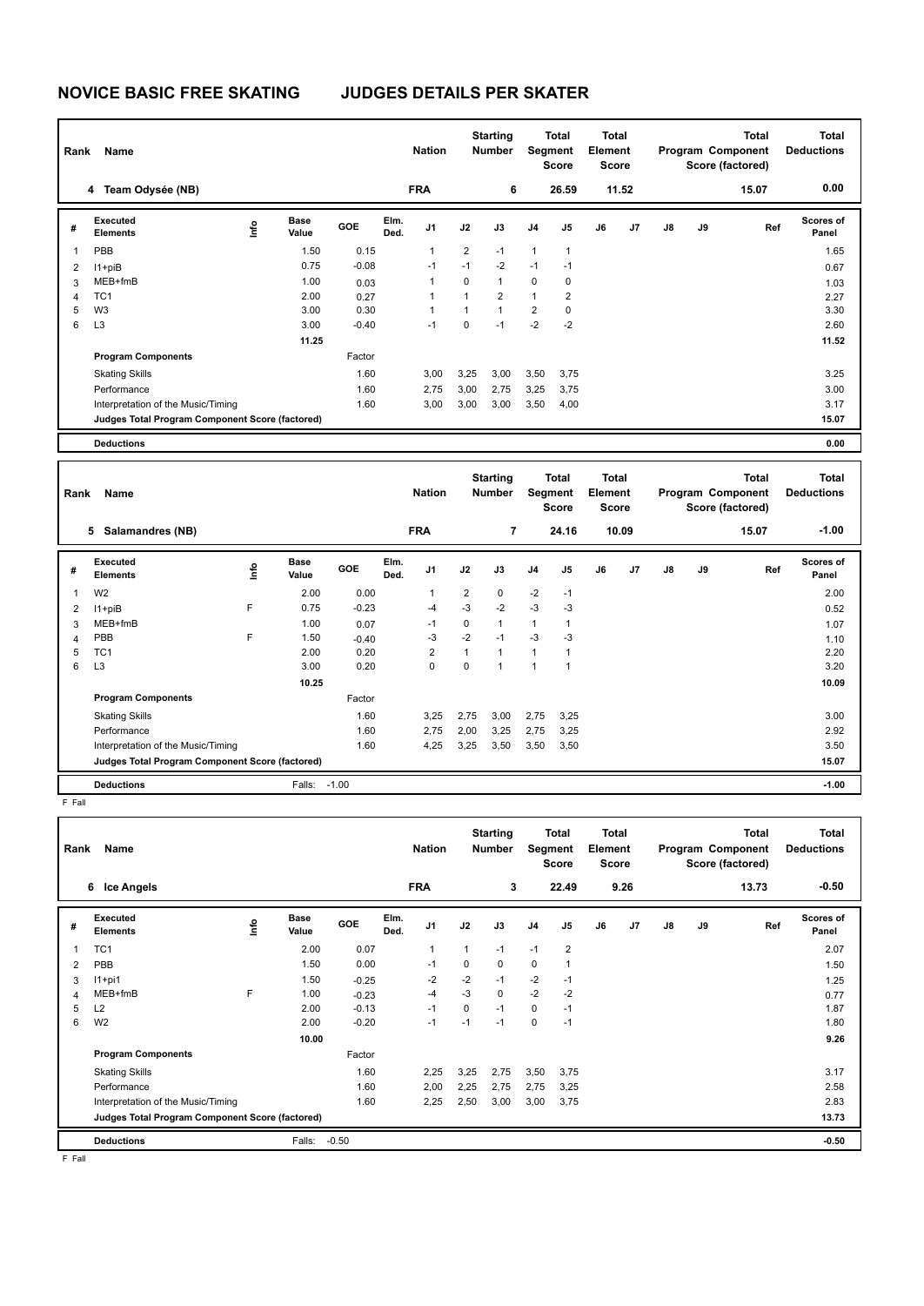# NOVICE BASIC FREE SKATING JUDGES DETAILS PER SKATER

| Rank | Name | Nation | Starting Number | Total Segment Score | Total Element Score | Total Program Component Score (factored) | Total Deductions |
|---|---|---|---|---|---|---|---|
| 4 | Team Odysée (NB) | FRA | 6 | 26.59 | 11.52 | 15.07 | 0.00 |

| # | Executed Elements | Info | Base Value | GOE | Elm. Ded. | J1 | J2 | J3 | J4 | J5 | J6 | J7 | J8 | J9 | Ref | Scores of Panel |
|---|---|---|---|---|---|---|---|---|---|---|---|---|---|---|---|---|
| 1 | PBB | | 1.50 | 0.15 | | 1 | 2 | -1 | 1 | 1 | | | | | | 1.65 |
| 2 | I1+piB | | 0.75 | -0.08 | | -1 | -1 | -2 | -1 | -1 | | | | | | 0.67 |
| 3 | MEB+fmB | | 1.00 | 0.03 | | 1 | 0 | 1 | 0 | 0 | | | | | | 1.03 |
| 4 | TC1 | | 2.00 | 0.27 | | 1 | 1 | 2 | 1 | 2 | | | | | | 2.27 |
| 5 | W3 | | 3.00 | 0.30 | | 1 | 1 | 1 | 2 | 0 | | | | | | 3.30 |
| 6 | L3 | | 3.00 | -0.40 | | -1 | 0 | -1 | -2 | -2 | | | | | | 2.60 |
| | | | 11.25 | | | | | | | | | | | | | 11.52 |
| | **Program Components** | | | Factor | | | | | | | | | | | | |
| | Skating Skills | | | 1.60 | | 3,00 | 3,25 | 3,00 | 3,50 | 3,75 | | | | | | 3.25 |
| | Performance | | | 1.60 | | 2,75 | 3,00 | 2,75 | 3,25 | 3,75 | | | | | | 3.00 |
| | Interpretation of the Music/Timing | | | 1.60 | | 3,00 | 3,00 | 3,00 | 3,50 | 4,00 | | | | | | 3.17 |
| | **Judges Total Program Component Score (factored)** | | | | | | | | | | | | | | | 15.07 |
| | **Deductions** | | | | | | | | | | | | | | | 0.00 |

| Rank | Name | Nation | Starting Number | Total Segment Score | Total Element Score | Total Program Component Score (factored) | Total Deductions |
|---|---|---|---|---|---|---|---|
| 5 | Salamandres (NB) | FRA | 7 | 24.16 | 10.09 | 15.07 | -1.00 |

| # | Executed Elements | Info | Base Value | GOE | Elm. Ded. | J1 | J2 | J3 | J4 | J5 | J6 | J7 | J8 | J9 | Ref | Scores of Panel |
|---|---|---|---|---|---|---|---|---|---|---|---|---|---|---|---|---|
| 1 | W2 | | 2.00 | 0.00 | | 1 | 2 | 0 | -2 | -1 | | | | | | 2.00 |
| 2 | I1+piB | F | 0.75 | -0.23 | | -4 | -3 | -2 | -3 | -3 | | | | | | 0.52 |
| 3 | MEB+fmB | | 1.00 | 0.07 | | -1 | 0 | 1 | 1 | 1 | | | | | | 1.07 |
| 4 | PBB | F | 1.50 | -0.40 | | -3 | -2 | -1 | -3 | -3 | | | | | | 1.10 |
| 5 | TC1 | | 2.00 | 0.20 | | 2 | 1 | 1 | 1 | 1 | | | | | | 2.20 |
| 6 | L3 | | 3.00 | 0.20 | | 0 | 0 | 1 | 1 | 1 | | | | | | 3.20 |
| | | | 10.25 | | | | | | | | | | | | | 10.09 |
| | **Program Components** | | | Factor | | | | | | | | | | | | |
| | Skating Skills | | | 1.60 | | 3,25 | 2,75 | 3,00 | 2,75 | 3,25 | | | | | | 3.00 |
| | Performance | | | 1.60 | | 2,75 | 2,00 | 3,25 | 2,75 | 3,25 | | | | | | 2.92 |
| | Interpretation of the Music/Timing | | | 1.60 | | 4,25 | 3,25 | 3,50 | 3,50 | 3,50 | | | | | | 3.50 |
| | **Judges Total Program Component Score (factored)** | | | | | | | | | | | | | | | 15.07 |
| | **Deductions** | | Falls: -1.00 | | | | | | | | | | | | | -1.00 |

F Fall

| Rank | Name | Nation | Starting Number | Total Segment Score | Total Element Score | Total Program Component Score (factored) | Total Deductions |
|---|---|---|---|---|---|---|---|
| 6 | Ice Angels | FRA | 3 | 22.49 | 9.26 | 13.73 | -0.50 |

| # | Executed Elements | Info | Base Value | GOE | Elm. Ded. | J1 | J2 | J3 | J4 | J5 | J6 | J7 | J8 | J9 | Ref | Scores of Panel |
|---|---|---|---|---|---|---|---|---|---|---|---|---|---|---|---|---|
| 1 | TC1 | | 2.00 | 0.07 | | 1 | 1 | -1 | -1 | 2 | | | | | | 2.07 |
| 2 | PBB | | 1.50 | 0.00 | | -1 | 0 | 0 | 0 | 1 | | | | | | 1.50 |
| 3 | I1+pi1 | | 1.50 | -0.25 | | -2 | -2 | -1 | -2 | -1 | | | | | | 1.25 |
| 4 | MEB+fmB | F | 1.00 | -0.23 | | -4 | -3 | 0 | -2 | -2 | | | | | | 0.77 |
| 5 | L2 | | 2.00 | -0.13 | | -1 | 0 | -1 | 0 | -1 | | | | | | 1.87 |
| 6 | W2 | | 2.00 | -0.20 | | -1 | -1 | -1 | 0 | -1 | | | | | | 1.80 |
| | | | 10.00 | | | | | | | | | | | | | 9.26 |
| | **Program Components** | | | Factor | | | | | | | | | | | | |
| | Skating Skills | | | 1.60 | | 2,25 | 3,25 | 2,75 | 3,50 | 3,75 | | | | | | 3.17 |
| | Performance | | | 1.60 | | 2,00 | 2,25 | 2,75 | 2,75 | 3,25 | | | | | | 2.58 |
| | Interpretation of the Music/Timing | | | 1.60 | | 2,25 | 2,50 | 3,00 | 3,00 | 3,75 | | | | | | 2.83 |
| | **Judges Total Program Component Score (factored)** | | | | | | | | | | | | | | | 13.73 |
| | **Deductions** | | Falls: -0.50 | | | | | | | | | | | | | -0.50 |

F Fall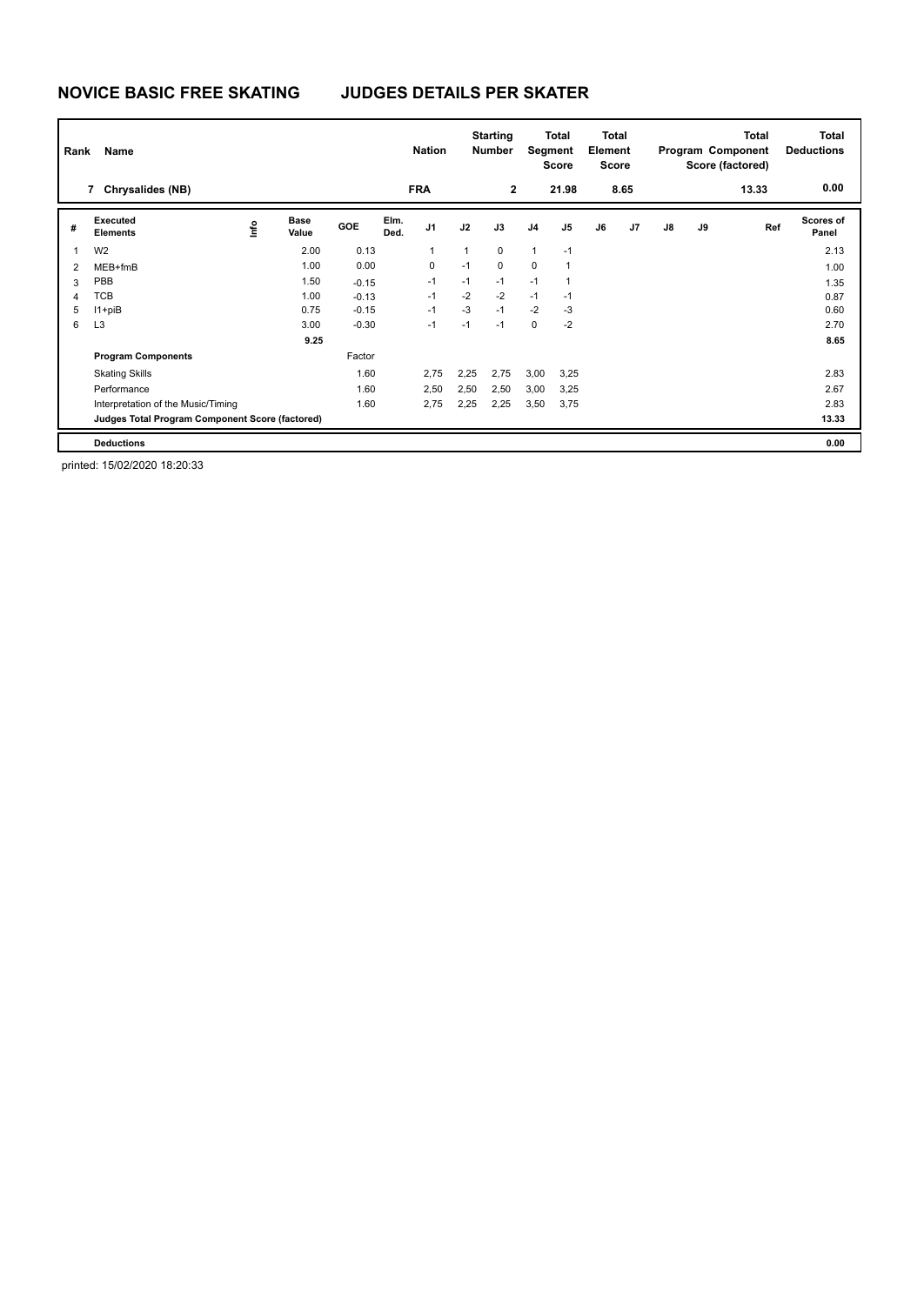# NOVICE BASIC FREE SKATING JUDGES DETAILS PER SKATER

| Rank | Name | Nation | Starting Number | Total Segment Score | Total Element Score | Total Program Component Score (factored) | Total Deductions |
|---|---|---|---|---|---|---|---|
| 7 | Chrysalides (NB) | FRA | 2 | 21.98 | 8.65 | 13.33 | 0.00 |

| # | Executed Elements | Info | Base Value | GOE | Elm. Ded. | J1 | J2 | J3 | J4 | J5 | J6 | J7 | J8 | J9 | Ref | Scores of Panel |
|---|---|---|---|---|---|---|---|---|---|---|---|---|---|---|---|---|
| 1 | W2 | | 2.00 | 0.13 | | 1 | 1 | 0 | 1 | -1 | | | | | | 2.13 |
| 2 | MEB+fmB | | 1.00 | 0.00 | | 0 | -1 | 0 | 0 | 1 | | | | | | 1.00 |
| 3 | PBB | | 1.50 | -0.15 | | -1 | -1 | -1 | -1 | 1 | | | | | | 1.35 |
| 4 | TCB | | 1.00 | -0.13 | | -1 | -2 | -2 | -1 | -1 | | | | | | 0.87 |
| 5 | I1+piB | | 0.75 | -0.15 | | -1 | -3 | -1 | -2 | -3 | | | | | | 0.60 |
| 6 | L3 | | 3.00 | -0.30 | | -1 | -1 | -1 | 0 | -2 | | | | | | 2.70 |
| | | | 9.25 | | | | | | | | | | | | | 8.65 |
| | **Program Components** | | | Factor | | | | | | | | | | | | |
| | Skating Skills | | | 1.60 | | 2,75 | 2,25 | 2,75 | 3,00 | 3,25 | | | | | | 2.83 |
| | Performance | | | 1.60 | | 2,50 | 2,50 | 2,50 | 3,00 | 3,25 | | | | | | 2.67 |
| | Interpretation of the Music/Timing | | | 1.60 | | 2,75 | 2,25 | 2,25 | 3,50 | 3,75 | | | | | | 2.83 |
| | **Judges Total Program Component Score (factored)** | | | | | | | | | | | | | | | 13.33 |
| | **Deductions** | | | | | | | | | | | | | | | 0.00 |

printed: 15/02/2020 18:20:33